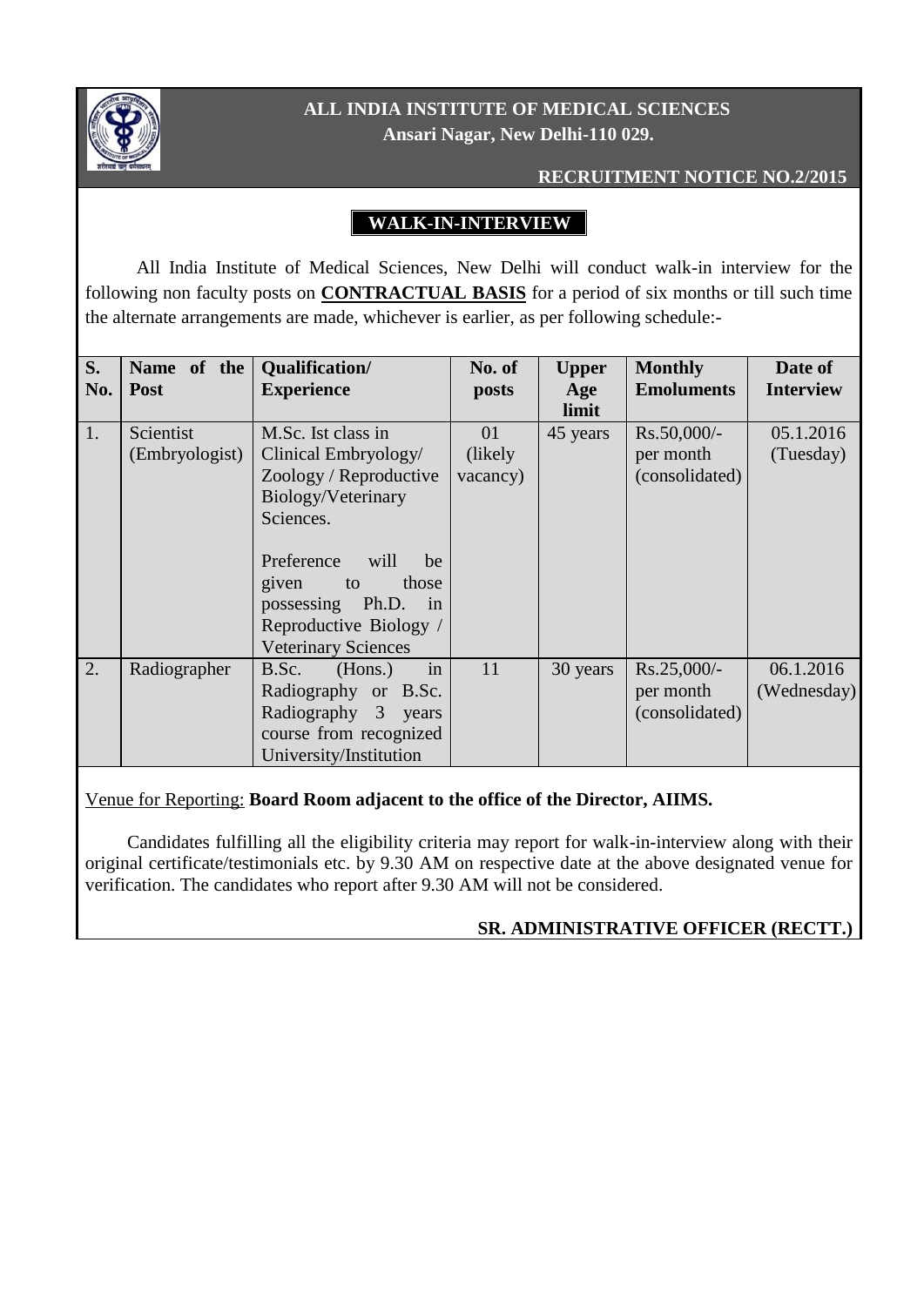# ALL INDIA INSTITUTE OF MEDICAL SCIENCES

**Ansari Nagar, New Delhi-110 029.**

**RECRUITMENT NOTICE NO.2/2015**

## WALK-IN-INTERVIEW

All India Institute of Medical Sciences, New Delhi will conduct walk-in interview for the following non faculty posts on **CONTRACTUAL BASIS** for a period of six months or till such time the alternate arrangements are made, whichever is earlier, as per following schedule:-

| S. No. | Name of the Post | Qualification/ Experience | No. of posts | Upper Age limit | Monthly Emoluments | Date of Interview |
|---|---|---|---|---|---|---|
| 1. | Scientist (Embryologist) | M.Sc. Ist class in Clinical Embryology/ Zoology / Reproductive Biology/Veterinary Sciences.<br><br>Preference will be given to those possessing Ph.D. in Reproductive Biology / Veterinary Sciences | 01 (likely vacancy) | 45 years | Rs.50,000/- per month (consolidated) | 05.1.2016 (Tuesday) |
| 2. | Radiographer | B.Sc. (Hons.) in Radiography or B.Sc. Radiography 3 years course from recognized University/Institution | 11 | 30 years | Rs.25,000/- per month (consolidated) | 06.1.2016 (Wednesday) |

Venue for Reporting: **Board Room adjacent to the office of the Director, AIIMS.**

Candidates fulfilling all the eligibility criteria may report for walk-in-interview along with their original certificate/testimonials etc. by 9.30 AM on respective date at the above designated venue for verification. The candidates who report after 9.30 AM will not be considered.

**SR. ADMINISTRATIVE OFFICER (RECTT.)**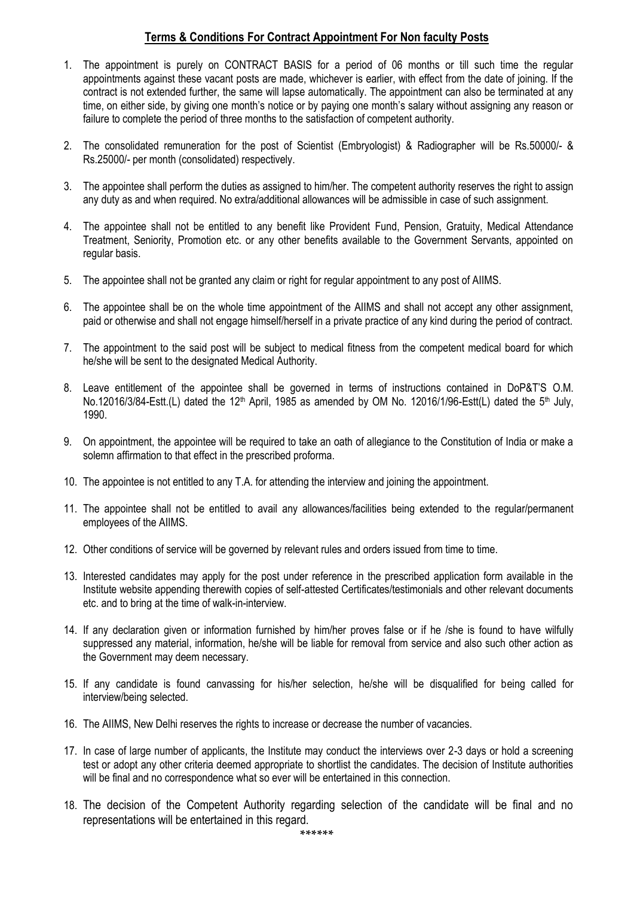## **Terms & Conditions For Contract Appointment For Non faculty Posts**

1. The appointment is purely on CONTRACT BASIS for a period of 06 months or till such time the regular appointments against these vacant posts are made, whichever is earlier, with effect from the date of joining. If the contract is not extended further, the same will lapse automatically. The appointment can also be terminated at any time, on either side, by giving one month's notice or by paying one month's salary without assigning any reason or failure to complete the period of three months to the satisfaction of competent authority.

2. The consolidated remuneration for the post of Scientist (Embryologist) & Radiographer will be Rs.50000/- & Rs.25000/- per month (consolidated) respectively.

3. The appointee shall perform the duties as assigned to him/her. The competent authority reserves the right to assign any duty as and when required. No extra/additional allowances will be admissible in case of such assignment.

4. The appointee shall not be entitled to any benefit like Provident Fund, Pension, Gratuity, Medical Attendance Treatment, Seniority, Promotion etc. or any other benefits available to the Government Servants, appointed on regular basis.

5. The appointee shall not be granted any claim or right for regular appointment to any post of AIIMS.

6. The appointee shall be on the whole time appointment of the AIIMS and shall not accept any other assignment, paid or otherwise and shall not engage himself/herself in a private practice of any kind during the period of contract.

7. The appointment to the said post will be subject to medical fitness from the competent medical board for which he/she will be sent to the designated Medical Authority.

8. Leave entitlement of the appointee shall be governed in terms of instructions contained in DoP&T'S O.M. No.12016/3/84-Estt.(L) dated the 12th April, 1985 as amended by OM No. 12016/1/96-Estt(L) dated the 5th July, 1990.

9. On appointment, the appointee will be required to take an oath of allegiance to the Constitution of India or make a solemn affirmation to that effect in the prescribed proforma.

10. The appointee is not entitled to any T.A. for attending the interview and joining the appointment.

11. The appointee shall not be entitled to avail any allowances/facilities being extended to the regular/permanent employees of the AIIMS.

12. Other conditions of service will be governed by relevant rules and orders issued from time to time.

13. Interested candidates may apply for the post under reference in the prescribed application form available in the Institute website appending therewith copies of self-attested Certificates/testimonials and other relevant documents etc. and to bring at the time of walk-in-interview.

14. If any declaration given or information furnished by him/her proves false or if he /she is found to have wilfully suppressed any material, information, he/she will be liable for removal from service and also such other action as the Government may deem necessary.

15. If any candidate is found canvassing for his/her selection, he/she will be disqualified for being called for interview/being selected.

16. The AIIMS, New Delhi reserves the rights to increase or decrease the number of vacancies.

17. In case of large number of applicants, the Institute may conduct the interviews over 2-3 days or hold a screening test or adopt any other criteria deemed appropriate to shortlist the candidates. The decision of Institute authorities will be final and no correspondence what so ever will be entertained in this connection.

18. The decision of the Competent Authority regarding selection of the candidate will be final and no representations will be entertained in this regard.

******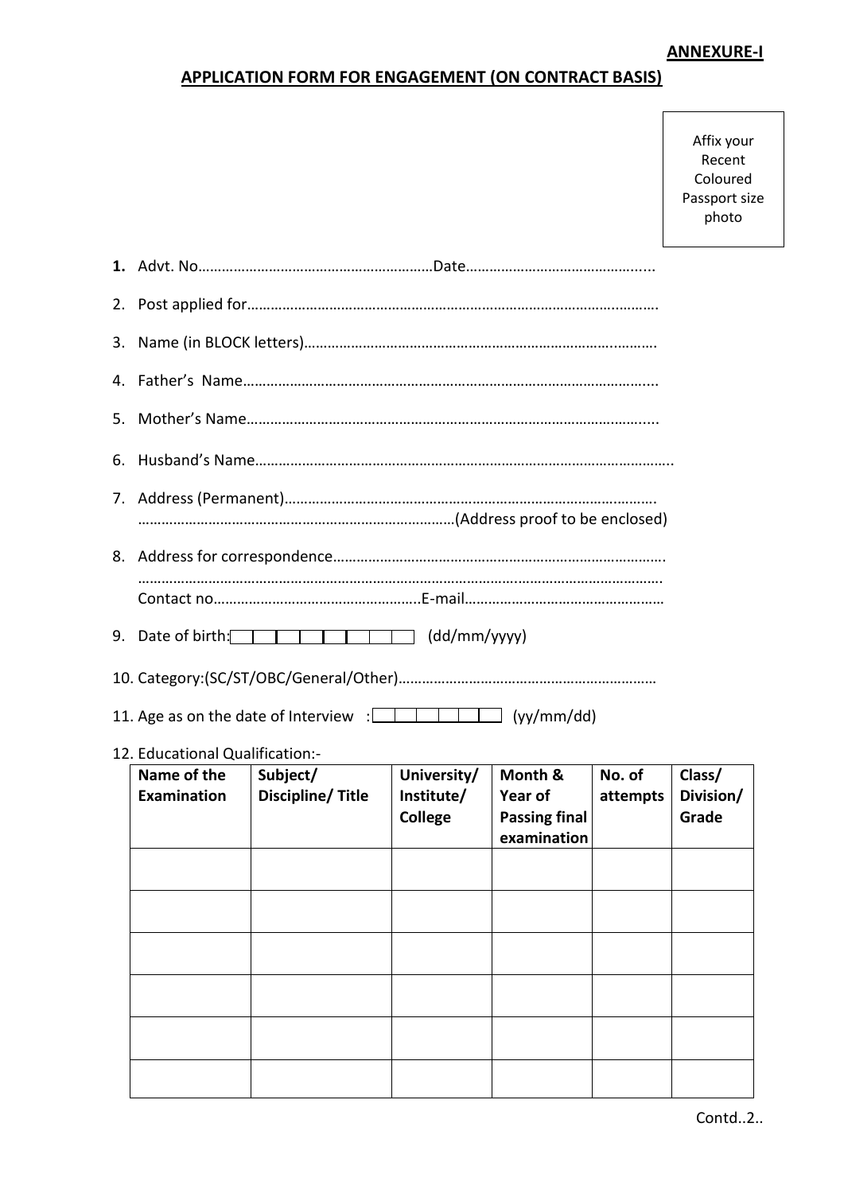**ANNEXURE-I**

## APPLICATION FORM FOR ENGAGEMENT (ON CONTRACT BASIS)

Affix your Recent Coloured Passport size photo

1. Advt. No……………………………………………………Date……………………………………...
2. Post applied for……………………………………………………………………………….……….
3. Name (in BLOCK letters)…………………………………………………………………..……….
4. Father's Name……………………………………………………………………………………...
5. Mother's Name…………………………………………………………………………………….....
6. Husband's Name…………………………………………………………………………………………..
7. Address (Permanent)………………………………………………………………………………….
   ………………………………………………………………………(Address proof to be enclosed)
8. Address for correspondence……………………………………………………………………….
   ……………………………………………………………………………………………………………….
   Contact no……………………………………………..E-mail……………………………………………
9. Date of birth: [ | | | | | | | ] (dd/mm/yyyy)
10. Category:(SC/ST/OBC/General/Other)…………………………………………………………
11. Age as on the date of Interview : [ | | | | | ] (yy/mm/dd)
12. Educational Qualification:-

| Name of the Examination | Subject/ Discipline/ Title | University/ Institute/ College | Month & Year of Passing final examination | No. of attempts | Class/ Division/ Grade |
|---|---|---|---|---|---|
| | | | | | |
| | | | | | |
| | | | | | |
| | | | | | |
| | | | | | |
| | | | | | |

Contd..2..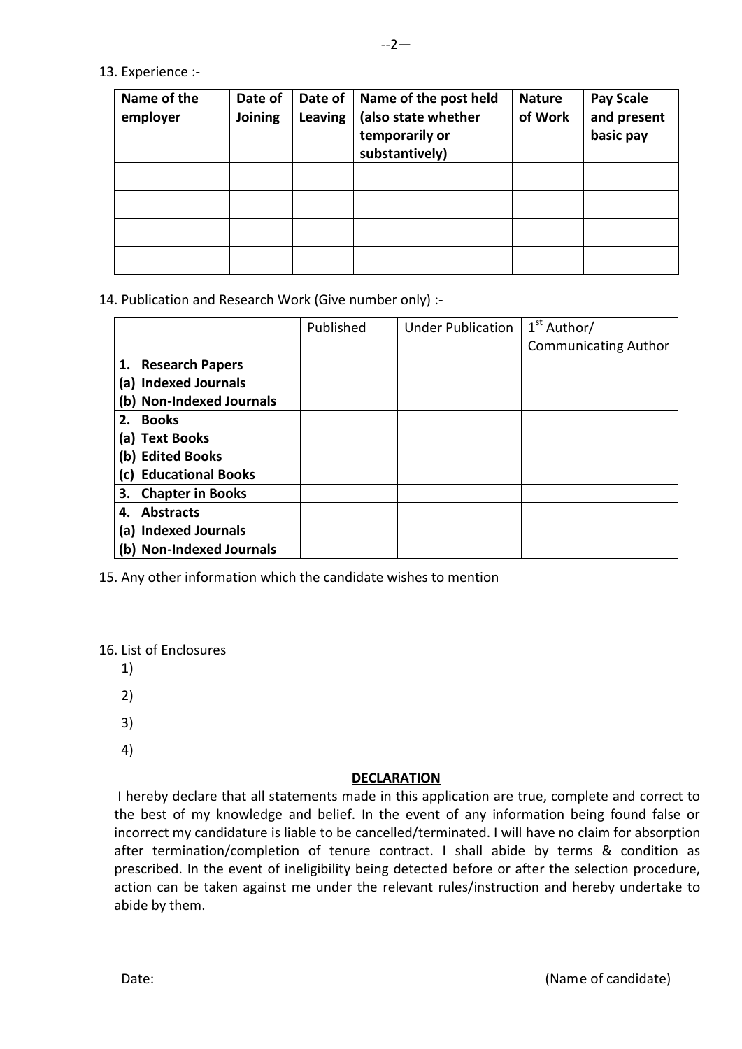13. Experience :-

| Name of the employer | Date of Joining | Date of Leaving | Name of the post held (also state whether temporarily or substantively) | Nature of Work | Pay Scale and present basic pay |
|---|---|---|---|---|---|
| | | | | | |
| | | | | | |
| | | | | | |
| | | | | | |

14. Publication and Research Work (Give number only) :-

| | Published | Under Publication | 1st Author/ Communicating Author |
|---|---|---|---|
| **1. Research Papers**<br>**(a) Indexed Journals**<br>**(b) Non-Indexed Journals** | | | |
| **2. Books**<br>**(a) Text Books**<br>**(b) Edited Books**<br>**(c) Educational Books** | | | |
| **3. Chapter in Books** | | | |
| **4. Abstracts**<br>**(a) Indexed Journals**<br>**(b) Non-Indexed Journals** | | | |

15. Any other information which the candidate wishes to mention

16. List of Enclosures

1)

2)

3)

4)

**DECLARATION**

I hereby declare that all statements made in this application are true, complete and correct to the best of my knowledge and belief. In the event of any information being found false or incorrect my candidature is liable to be cancelled/terminated. I will have no claim for absorption after termination/completion of tenure contract. I shall abide by terms & condition as prescribed. In the event of ineligibility being detected before or after the selection procedure, action can be taken against me under the relevant rules/instruction and hereby undertake to abide by them.

Date: (Name of candidate)